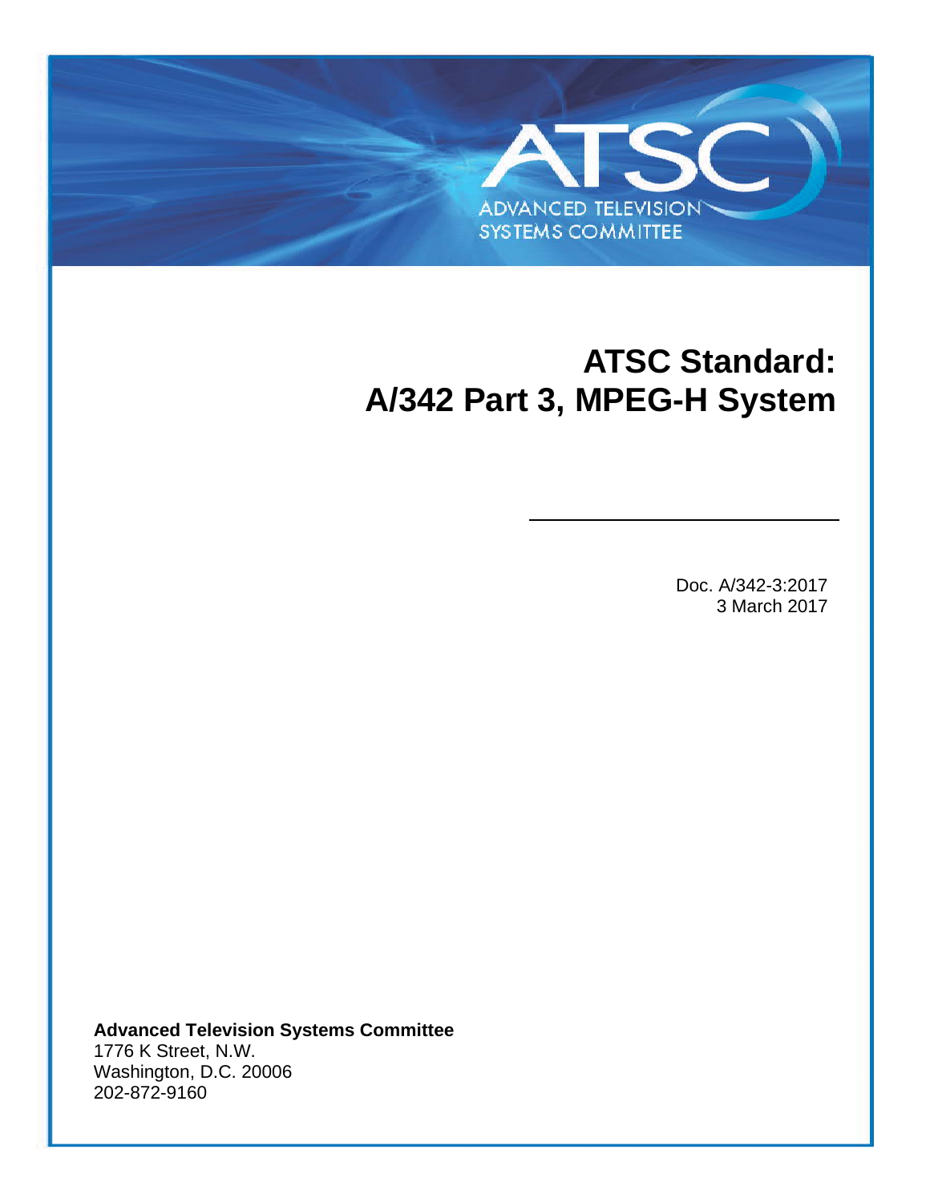ATSC
ADVANCED TELEVISION
SYSTEMS COMMITTEE

# ATSC Standard:
# A/342 Part 3, MPEG-H System

Doc. A/342-3:2017
3 March 2017

**Advanced Television Systems Committee**
1776 K Street, N.W.
Washington, D.C. 20006
202-872-9160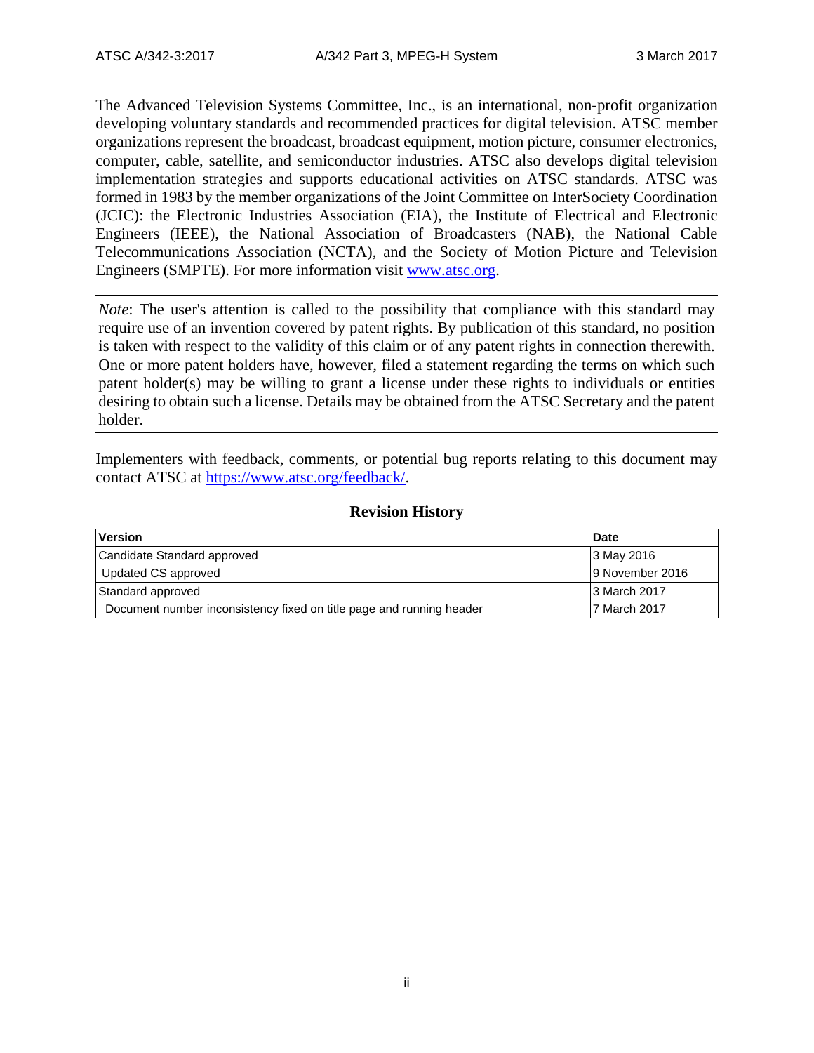The Advanced Television Systems Committee, Inc., is an international, non-profit organization developing voluntary standards and recommended practices for digital television. ATSC member organizations represent the broadcast, broadcast equipment, motion picture, consumer electronics, computer, cable, satellite, and semiconductor industries. ATSC also develops digital television implementation strategies and supports educational activities on ATSC standards. ATSC was formed in 1983 by the member organizations of the Joint Committee on InterSociety Coordination (JCIC): the Electronic Industries Association (EIA), the Institute of Electrical and Electronic Engineers (IEEE), the National Association of Broadcasters (NAB), the National Cable Telecommunications Association (NCTA), and the Society of Motion Picture and Television Engineers (SMPTE). For more information visit [www.atsc.org](www.atsc.org).

---

*Note*: The user's attention is called to the possibility that compliance with this standard may require use of an invention covered by patent rights. By publication of this standard, no position is taken with respect to the validity of this claim or of any patent rights in connection therewith. One or more patent holders have, however, filed a statement regarding the terms on which such patent holder(s) may be willing to grant a license under these rights to individuals or entities desiring to obtain such a license. Details may be obtained from the ATSC Secretary and the patent holder.

---

Implementers with feedback, comments, or potential bug reports relating to this document may contact ATSC at [https://www.atsc.org/feedback/](https://www.atsc.org/feedback/).

**Revision History**

| Version | Date |
| --- | --- |
| Candidate Standard approved | 3 May 2016 |
| Updated CS approved | 9 November 2016 |
| Standard approved | 3 March 2017 |
| Document number inconsistency fixed on title page and running header | 7 March 2017 |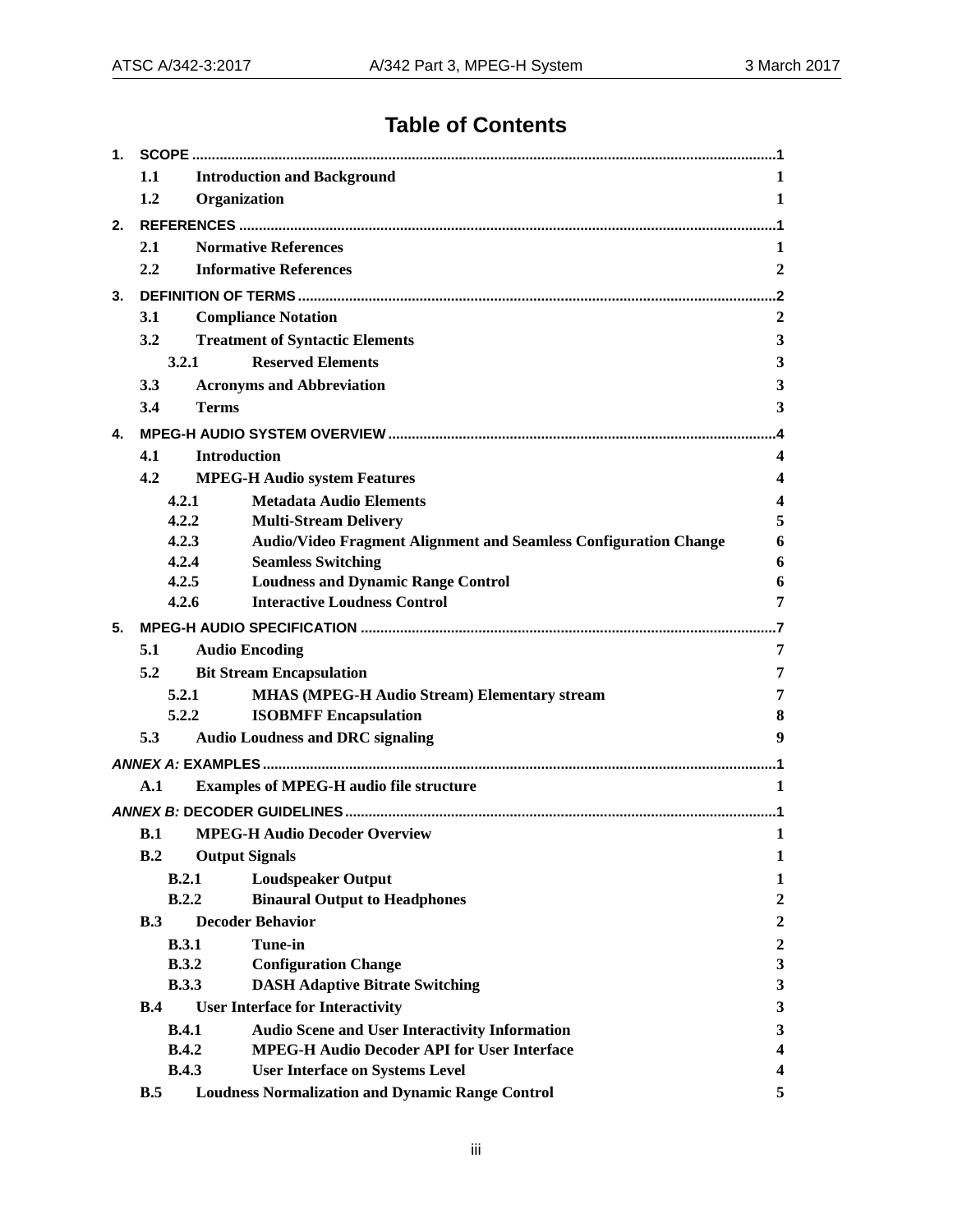# Table of Contents

1. SCOPE ....................................................................1
   - 1.1 Introduction and Background 1
   - 1.2 Organization 1
2. REFERENCES ....................................................................1
   - 2.1 Normative References 1
   - 2.2 Informative References 2
3. DEFINITION OF TERMS ....................................................................2
   - 3.1 Compliance Notation 2
   - 3.2 Treatment of Syntactic Elements 3
     - 3.2.1 Reserved Elements 3
   - 3.3 Acronyms and Abbreviation 3
   - 3.4 Terms 3
4. MPEG-H AUDIO SYSTEM OVERVIEW ....................................................................4
   - 4.1 Introduction 4
   - 4.2 MPEG-H Audio system Features 4
     - 4.2.1 Metadata Audio Elements 4
     - 4.2.2 Multi-Stream Delivery 5
     - 4.2.3 Audio/Video Fragment Alignment and Seamless Configuration Change 6
     - 4.2.4 Seamless Switching 6
     - 4.2.5 Loudness and Dynamic Range Control 6
     - 4.2.6 Interactive Loudness Control 7
5. MPEG-H AUDIO SPECIFICATION ....................................................................7
   - 5.1 Audio Encoding 7
   - 5.2 Bit Stream Encapsulation 7
     - 5.2.1 MHAS (MPEG-H Audio Stream) Elementary stream 7
     - 5.2.2 ISOBMFF Encapsulation 8
   - 5.3 Audio Loudness and DRC signaling 9

*ANNEX A:* EXAMPLES ....................................................................1
   - A.1 Examples of MPEG-H audio file structure 1

*ANNEX B:* DECODER GUIDELINES ....................................................................1
   - B.1 MPEG-H Audio Decoder Overview 1
   - B.2 Output Signals 1
     - B.2.1 Loudspeaker Output 1
     - B.2.2 Binaural Output to Headphones 2
   - B.3 Decoder Behavior 2
     - B.3.1 Tune-in 2
     - B.3.2 Configuration Change 3
     - B.3.3 DASH Adaptive Bitrate Switching 3
   - B.4 User Interface for Interactivity 3
     - B.4.1 Audio Scene and User Interactivity Information 3
     - B.4.2 MPEG-H Audio Decoder API for User Interface 4
     - B.4.3 User Interface on Systems Level 4
   - B.5 Loudness Normalization and Dynamic Range Control 5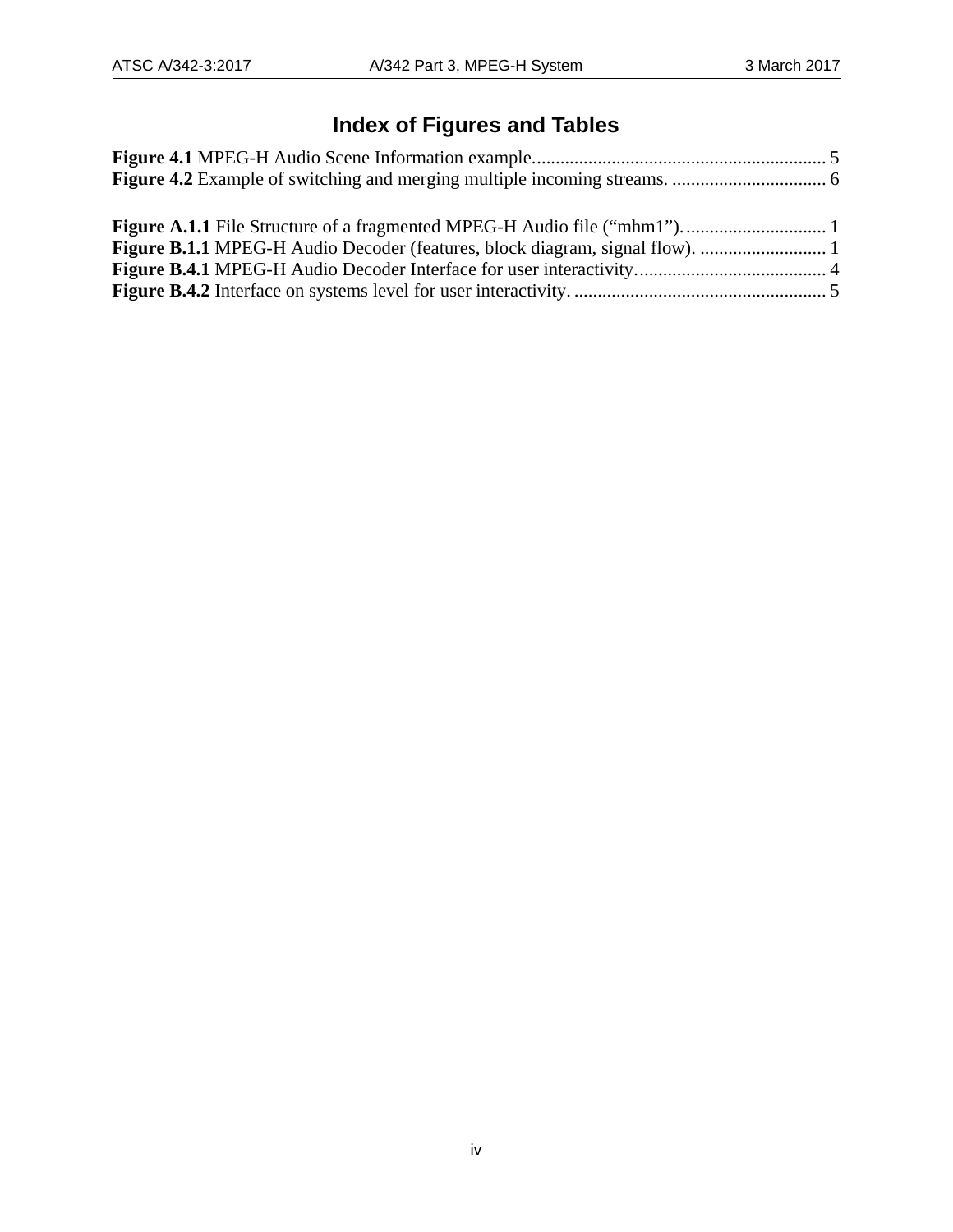# Index of Figures and Tables

**Figure 4.1** MPEG-H Audio Scene Information example............................................................... 5
**Figure 4.2** Example of switching and merging multiple incoming streams. ................................. 6

**Figure A.1.1** File Structure of a fragmented MPEG-H Audio file (“mhm1”). .............................. 1
**Figure B.1.1** MPEG-H Audio Decoder (features, block diagram, signal flow). ........................... 1
**Figure B.4.1** MPEG-H Audio Decoder Interface for user interactivity......................................... 4
**Figure B.4.2** Interface on systems level for user interactivity. ...................................................... 5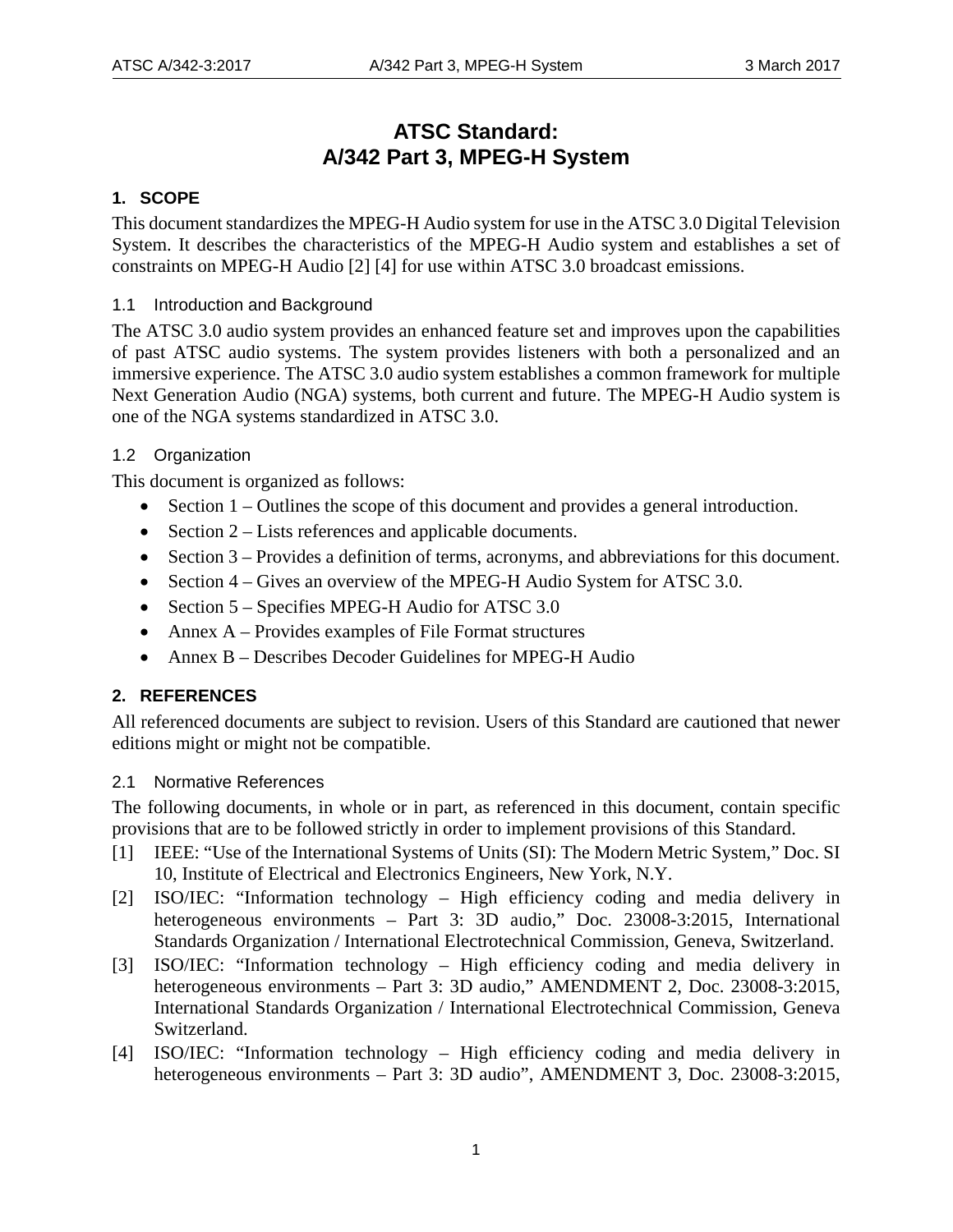# ATSC Standard: A/342 Part 3, MPEG-H System

## 1. SCOPE

This document standardizes the MPEG-H Audio system for use in the ATSC 3.0 Digital Television System. It describes the characteristics of the MPEG-H Audio system and establishes a set of constraints on MPEG-H Audio [2] [4] for use within ATSC 3.0 broadcast emissions.

### 1.1 Introduction and Background

The ATSC 3.0 audio system provides an enhanced feature set and improves upon the capabilities of past ATSC audio systems. The system provides listeners with both a personalized and an immersive experience. The ATSC 3.0 audio system establishes a common framework for multiple Next Generation Audio (NGA) systems, both current and future. The MPEG-H Audio system is one of the NGA systems standardized in ATSC 3.0.

### 1.2 Organization

This document is organized as follows:

- Section 1 – Outlines the scope of this document and provides a general introduction.
- Section 2 – Lists references and applicable documents.
- Section 3 – Provides a definition of terms, acronyms, and abbreviations for this document.
- Section 4 – Gives an overview of the MPEG-H Audio System for ATSC 3.0.
- Section 5 – Specifies MPEG-H Audio for ATSC 3.0
- Annex A – Provides examples of File Format structures
- Annex B – Describes Decoder Guidelines for MPEG-H Audio

## 2. REFERENCES

All referenced documents are subject to revision. Users of this Standard are cautioned that newer editions might or might not be compatible.

### 2.1 Normative References

The following documents, in whole or in part, as referenced in this document, contain specific provisions that are to be followed strictly in order to implement provisions of this Standard.

[1] IEEE: "Use of the International Systems of Units (SI): The Modern Metric System," Doc. SI 10, Institute of Electrical and Electronics Engineers, New York, N.Y.

[2] ISO/IEC: "Information technology – High efficiency coding and media delivery in heterogeneous environments – Part 3: 3D audio," Doc. 23008-3:2015, International Standards Organization / International Electrotechnical Commission, Geneva, Switzerland.

[3] ISO/IEC: "Information technology – High efficiency coding and media delivery in heterogeneous environments – Part 3: 3D audio," AMENDMENT 2, Doc. 23008-3:2015, International Standards Organization / International Electrotechnical Commission, Geneva Switzerland.

[4] ISO/IEC: "Information technology – High efficiency coding and media delivery in heterogeneous environments – Part 3: 3D audio", AMENDMENT 3, Doc. 23008-3:2015,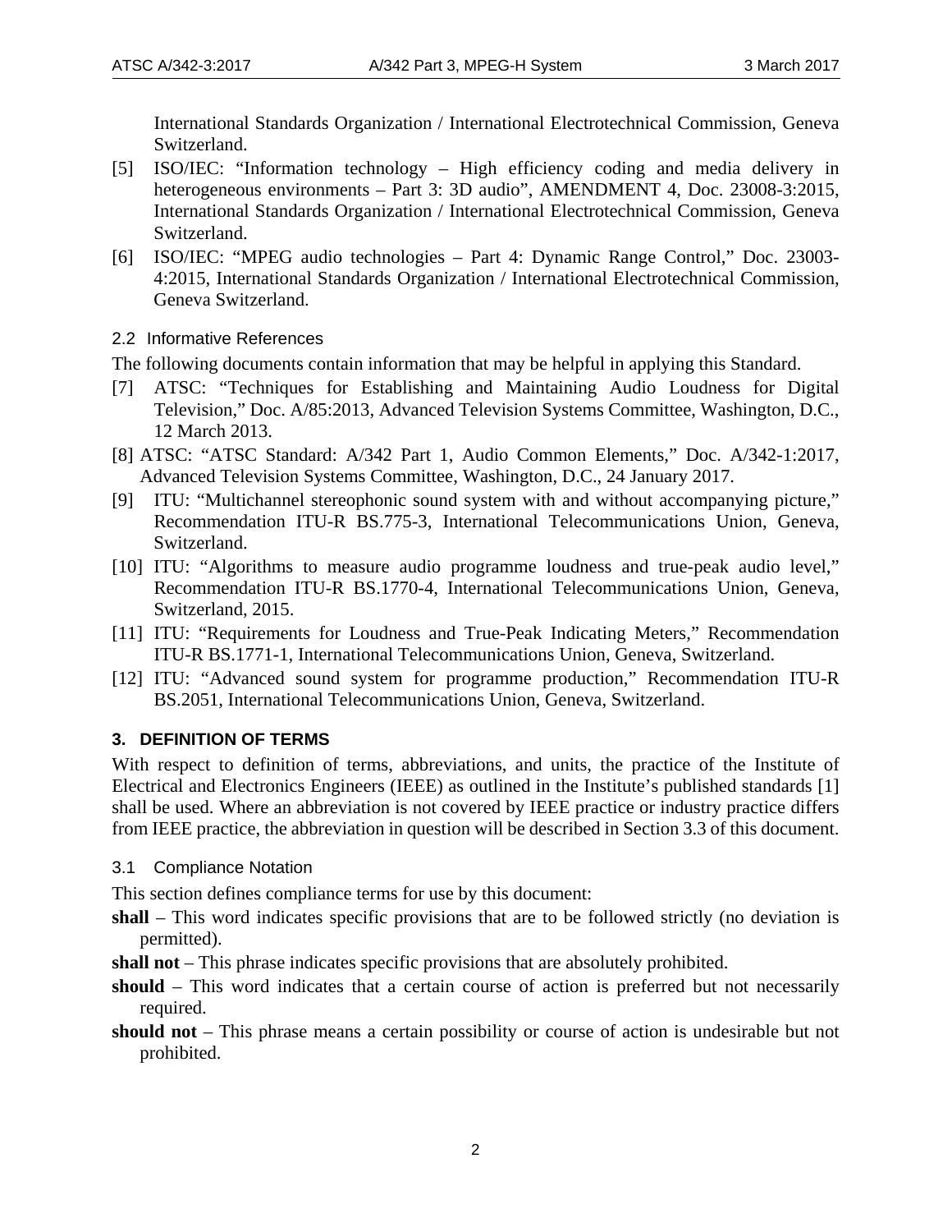International Standards Organization / International Electrotechnical Commission, Geneva Switzerland.

[5] ISO/IEC: "Information technology – High efficiency coding and media delivery in heterogeneous environments – Part 3: 3D audio", AMENDMENT 4, Doc. 23008-3:2015, International Standards Organization / International Electrotechnical Commission, Geneva Switzerland.

[6] ISO/IEC: "MPEG audio technologies – Part 4: Dynamic Range Control," Doc. 23003-4:2015, International Standards Organization / International Electrotechnical Commission, Geneva Switzerland.

### 2.2 Informative References

The following documents contain information that may be helpful in applying this Standard.

[7] ATSC: "Techniques for Establishing and Maintaining Audio Loudness for Digital Television," Doc. A/85:2013, Advanced Television Systems Committee, Washington, D.C., 12 March 2013.

[8] ATSC: "ATSC Standard: A/342 Part 1, Audio Common Elements," Doc. A/342-1:2017, Advanced Television Systems Committee, Washington, D.C., 24 January 2017.

[9] ITU: "Multichannel stereophonic sound system with and without accompanying picture," Recommendation ITU-R BS.775-3, International Telecommunications Union, Geneva, Switzerland.

[10] ITU: "Algorithms to measure audio programme loudness and true-peak audio level," Recommendation ITU-R BS.1770-4, International Telecommunications Union, Geneva, Switzerland, 2015.

[11] ITU: "Requirements for Loudness and True-Peak Indicating Meters," Recommendation ITU-R BS.1771-1, International Telecommunications Union, Geneva, Switzerland.

[12] ITU: "Advanced sound system for programme production," Recommendation ITU-R BS.2051, International Telecommunications Union, Geneva, Switzerland.

## 3. DEFINITION OF TERMS

With respect to definition of terms, abbreviations, and units, the practice of the Institute of Electrical and Electronics Engineers (IEEE) as outlined in the Institute's published standards [1] shall be used. Where an abbreviation is not covered by IEEE practice or industry practice differs from IEEE practice, the abbreviation in question will be described in Section 3.3 of this document.

### 3.1 Compliance Notation

This section defines compliance terms for use by this document:

**shall** – This word indicates specific provisions that are to be followed strictly (no deviation is permitted).

**shall not** – This phrase indicates specific provisions that are absolutely prohibited.

**should** – This word indicates that a certain course of action is preferred but not necessarily required.

**should not** – This phrase means a certain possibility or course of action is undesirable but not prohibited.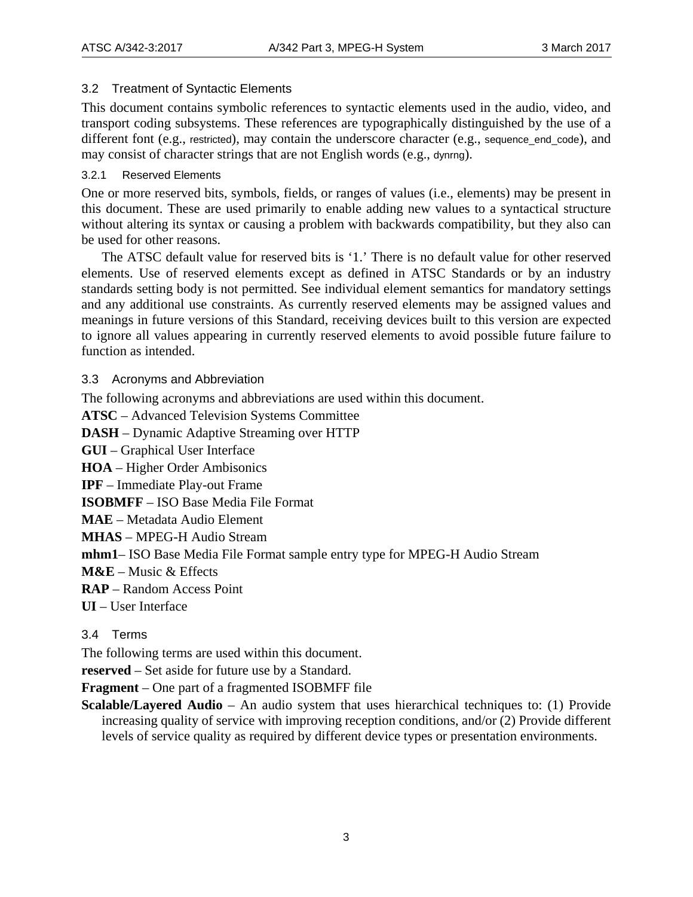## 3.2 Treatment of Syntactic Elements

This document contains symbolic references to syntactic elements used in the audio, video, and transport coding subsystems. These references are typographically distinguished by the use of a different font (e.g., `restricted`), may contain the underscore character (e.g., `sequence_end_code`), and may consist of character strings that are not English words (e.g., `dynrng`).

### 3.2.1 Reserved Elements

One or more reserved bits, symbols, fields, or ranges of values (i.e., elements) may be present in this document. These are used primarily to enable adding new values to a syntactical structure without altering its syntax or causing a problem with backwards compatibility, but they also can be used for other reasons.

The ATSC default value for reserved bits is '1.' There is no default value for other reserved elements. Use of reserved elements except as defined in ATSC Standards or by an industry standards setting body is not permitted. See individual element semantics for mandatory settings and any additional use constraints. As currently reserved elements may be assigned values and meanings in future versions of this Standard, receiving devices built to this version are expected to ignore all values appearing in currently reserved elements to avoid possible future failure to function as intended.

## 3.3 Acronyms and Abbreviation

The following acronyms and abbreviations are used within this document.

**ATSC** – Advanced Television Systems Committee

**DASH** – Dynamic Adaptive Streaming over HTTP

**GUI** – Graphical User Interface

**HOA** – Higher Order Ambisonics

**IPF** – Immediate Play-out Frame

**ISOBMFF** – ISO Base Media File Format

**MAE** – Metadata Audio Element

**MHAS** – MPEG-H Audio Stream

**mhm1**– ISO Base Media File Format sample entry type for MPEG-H Audio Stream

**M&E** – Music & Effects

**RAP** – Random Access Point

**UI** – User Interface

## 3.4 Terms

The following terms are used within this document.

**reserved** – Set aside for future use by a Standard.

**Fragment** – One part of a fragmented ISOBMFF file

**Scalable/Layered Audio** – An audio system that uses hierarchical techniques to: (1) Provide increasing quality of service with improving reception conditions, and/or (2) Provide different levels of service quality as required by different device types or presentation environments.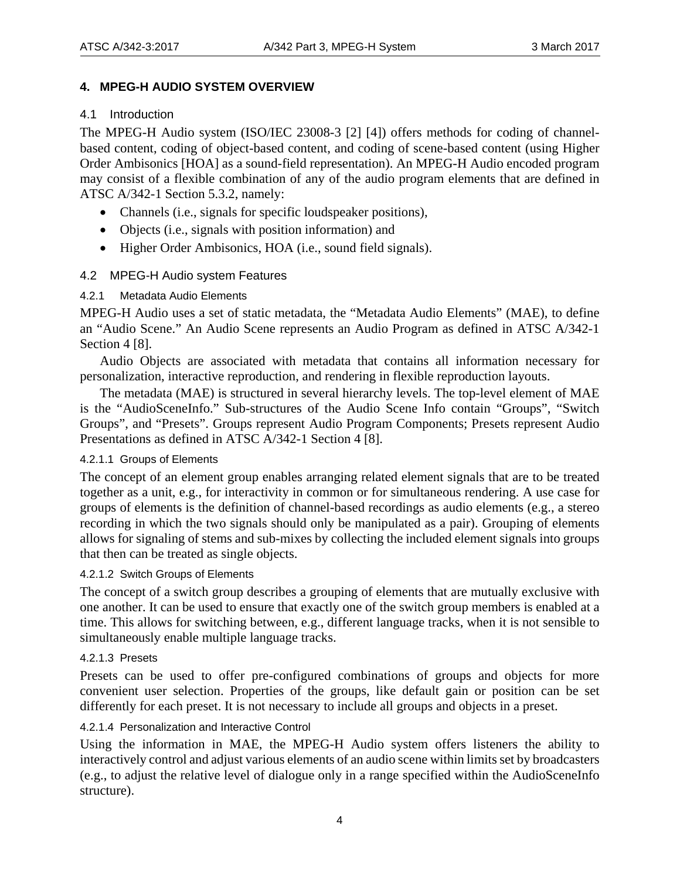# 4. MPEG-H AUDIO SYSTEM OVERVIEW

## 4.1 Introduction

The MPEG-H Audio system (ISO/IEC 23008-3 [2] [4]) offers methods for coding of channel-based content, coding of object-based content, and coding of scene-based content (using Higher Order Ambisonics [HOA] as a sound-field representation). An MPEG-H Audio encoded program may consist of a flexible combination of any of the audio program elements that are defined in ATSC A/342-1 Section 5.3.2, namely:

- Channels (i.e., signals for specific loudspeaker positions),
- Objects (i.e., signals with position information) and
- Higher Order Ambisonics, HOA (i.e., sound field signals).

## 4.2 MPEG-H Audio system Features

### 4.2.1 Metadata Audio Elements

MPEG-H Audio uses a set of static metadata, the "Metadata Audio Elements" (MAE), to define an "Audio Scene." An Audio Scene represents an Audio Program as defined in ATSC A/342-1 Section 4 [8].

Audio Objects are associated with metadata that contains all information necessary for personalization, interactive reproduction, and rendering in flexible reproduction layouts.

The metadata (MAE) is structured in several hierarchy levels. The top-level element of MAE is the "AudioSceneInfo." Sub-structures of the Audio Scene Info contain "Groups", "Switch Groups", and "Presets". Groups represent Audio Program Components; Presets represent Audio Presentations as defined in ATSC A/342-1 Section 4 [8].

#### 4.2.1.1 Groups of Elements

The concept of an element group enables arranging related element signals that are to be treated together as a unit, e.g., for interactivity in common or for simultaneous rendering. A use case for groups of elements is the definition of channel-based recordings as audio elements (e.g., a stereo recording in which the two signals should only be manipulated as a pair). Grouping of elements allows for signaling of stems and sub-mixes by collecting the included element signals into groups that then can be treated as single objects.

#### 4.2.1.2 Switch Groups of Elements

The concept of a switch group describes a grouping of elements that are mutually exclusive with one another. It can be used to ensure that exactly one of the switch group members is enabled at a time. This allows for switching between, e.g., different language tracks, when it is not sensible to simultaneously enable multiple language tracks.

#### 4.2.1.3 Presets

Presets can be used to offer pre-configured combinations of groups and objects for more convenient user selection. Properties of the groups, like default gain or position can be set differently for each preset. It is not necessary to include all groups and objects in a preset.

#### 4.2.1.4 Personalization and Interactive Control

Using the information in MAE, the MPEG-H Audio system offers listeners the ability to interactively control and adjust various elements of an audio scene within limits set by broadcasters (e.g., to adjust the relative level of dialogue only in a range specified within the AudioSceneInfo structure).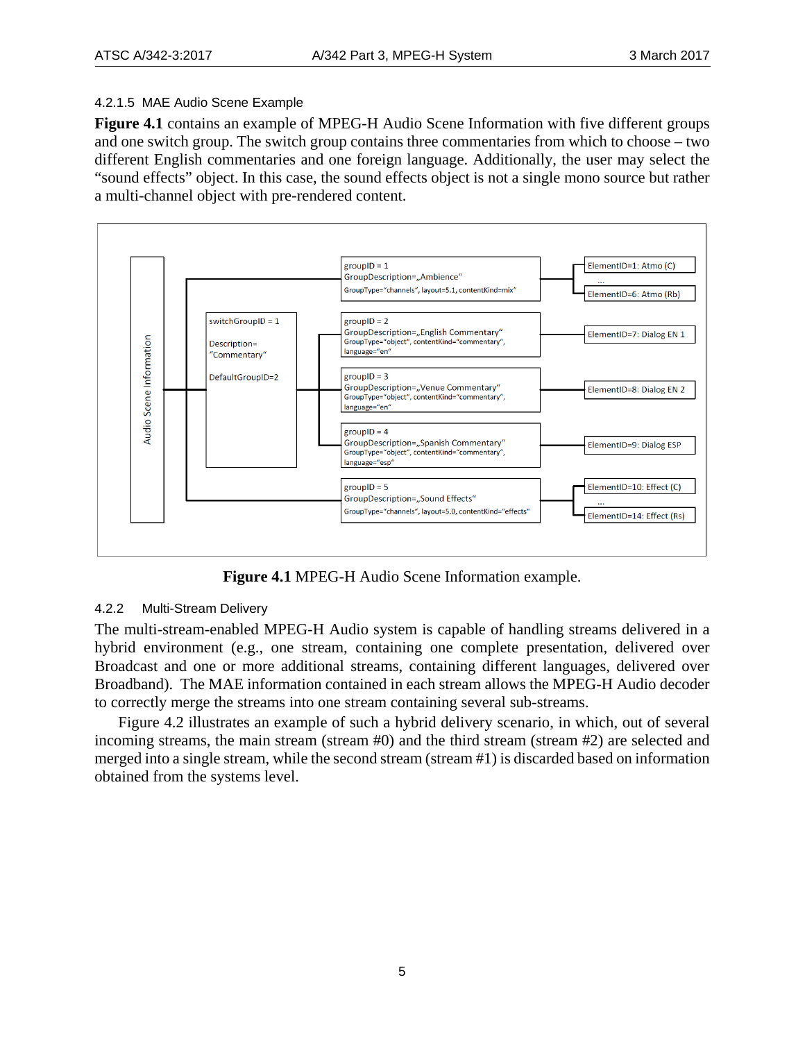#### 4.2.1.5 MAE Audio Scene Example

**Figure 4.1** contains an example of MPEG-H Audio Scene Information with five different groups and one switch group. The switch group contains three commentaries from which to choose – two different English commentaries and one foreign language. Additionally, the user may select the "sound effects" object. In this case, the sound effects object is not a single mono source but rather a multi-channel object with pre-rendered content.

Audio Scene Information

- groupID = 1; GroupDescription=„Ambience"; GroupType="channels", layout=5.1, contentKind=mix"
  - ElementID=1: Atmo (C)
  - ...
  - ElementID=6: Atmo (Rb)
- switchGroupID = 1; Description= "Commentary"; DefaultGroupID=2
  - groupID = 2; GroupDescription=„English Commentary"; GroupType="object", contentKind="commentary", language="en"
    - ElementID=7: Dialog EN 1
  - groupID = 3; GroupDescription=„Venue Commentary"; GroupType="object", contentKind="commentary", language="en"
    - ElementID=8: Dialog EN 2
  - groupID = 4; GroupDescription=„Spanish Commentary"; GroupType="object", contentKind="commentary", language="esp"
    - ElementID=9: Dialog ESP
- groupID = 5; GroupDescription=„Sound Effects"; GroupType="channels", layout=5.0, contentKind="effects"
  - ElementID=10: Effect (C)
  - ...
  - ElementID=14: Effect (Rs)

**Figure 4.1** MPEG-H Audio Scene Information example.

### 4.2.2 Multi-Stream Delivery

The multi-stream-enabled MPEG-H Audio system is capable of handling streams delivered in a hybrid environment (e.g., one stream, containing one complete presentation, delivered over Broadcast and one or more additional streams, containing different languages, delivered over Broadband). The MAE information contained in each stream allows the MPEG-H Audio decoder to correctly merge the streams into one stream containing several sub-streams.

Figure 4.2 illustrates an example of such a hybrid delivery scenario, in which, out of several incoming streams, the main stream (stream #0) and the third stream (stream #2) are selected and merged into a single stream, while the second stream (stream #1) is discarded based on information obtained from the systems level.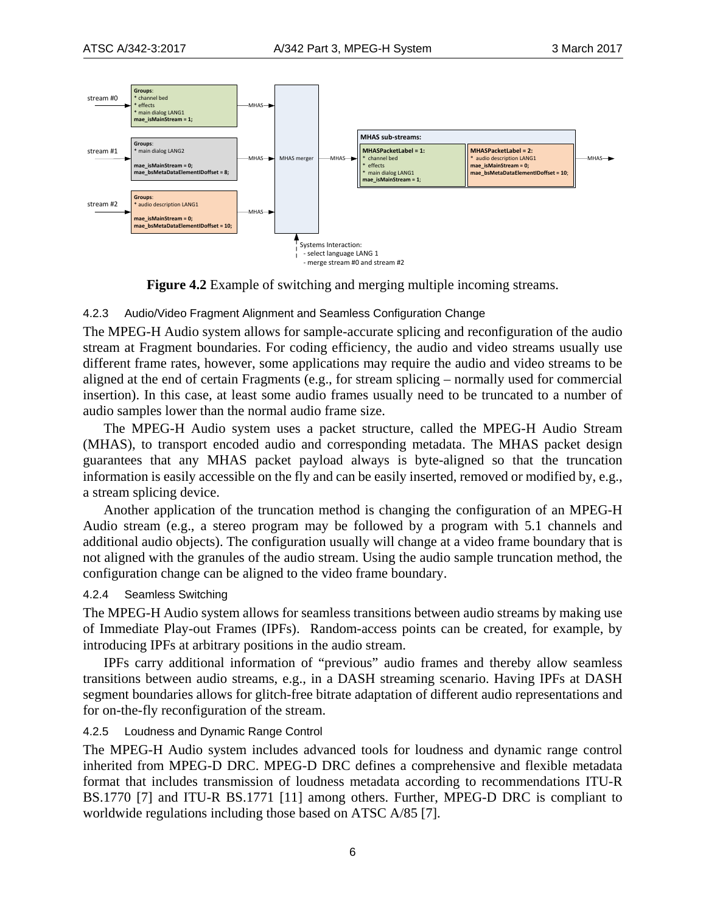**Figure 4.2** Example of switching and merging multiple incoming streams.

### 4.2.3 Audio/Video Fragment Alignment and Seamless Configuration Change

The MPEG-H Audio system allows for sample-accurate splicing and reconfiguration of the audio stream at Fragment boundaries. For coding efficiency, the audio and video streams usually use different frame rates, however, some applications may require the audio and video streams to be aligned at the end of certain Fragments (e.g., for stream splicing – normally used for commercial insertion). In this case, at least some audio frames usually need to be truncated to a number of audio samples lower than the normal audio frame size.

The MPEG-H Audio system uses a packet structure, called the MPEG-H Audio Stream (MHAS), to transport encoded audio and corresponding metadata. The MHAS packet design guarantees that any MHAS packet payload always is byte-aligned so that the truncation information is easily accessible on the fly and can be easily inserted, removed or modified by, e.g., a stream splicing device.

Another application of the truncation method is changing the configuration of an MPEG-H Audio stream (e.g., a stereo program may be followed by a program with 5.1 channels and additional audio objects). The configuration usually will change at a video frame boundary that is not aligned with the granules of the audio stream. Using the audio sample truncation method, the configuration change can be aligned to the video frame boundary.

### 4.2.4 Seamless Switching

The MPEG-H Audio system allows for seamless transitions between audio streams by making use of Immediate Play-out Frames (IPFs). Random-access points can be created, for example, by introducing IPFs at arbitrary positions in the audio stream.

IPFs carry additional information of "previous" audio frames and thereby allow seamless transitions between audio streams, e.g., in a DASH streaming scenario. Having IPFs at DASH segment boundaries allows for glitch-free bitrate adaptation of different audio representations and for on-the-fly reconfiguration of the stream.

### 4.2.5 Loudness and Dynamic Range Control

The MPEG-H Audio system includes advanced tools for loudness and dynamic range control inherited from MPEG-D DRC. MPEG-D DRC defines a comprehensive and flexible metadata format that includes transmission of loudness metadata according to recommendations ITU-R BS.1770 [7] and ITU-R BS.1771 [11] among others. Further, MPEG-D DRC is compliant to worldwide regulations including those based on ATSC A/85 [7].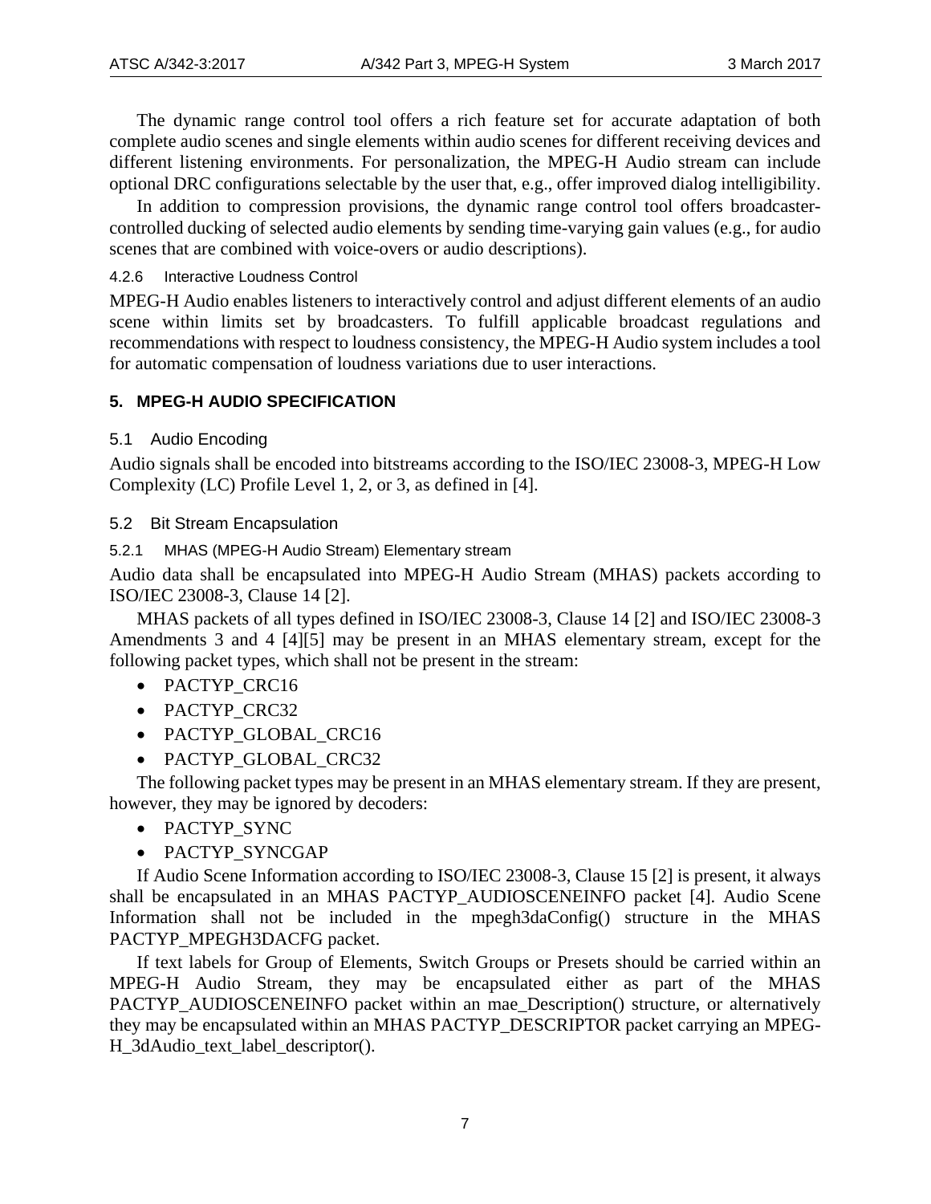The dynamic range control tool offers a rich feature set for accurate adaptation of both complete audio scenes and single elements within audio scenes for different receiving devices and different listening environments. For personalization, the MPEG-H Audio stream can include optional DRC configurations selectable by the user that, e.g., offer improved dialog intelligibility.

In addition to compression provisions, the dynamic range control tool offers broadcaster-controlled ducking of selected audio elements by sending time-varying gain values (e.g., for audio scenes that are combined with voice-overs or audio descriptions).

#### 4.2.6 Interactive Loudness Control

MPEG-H Audio enables listeners to interactively control and adjust different elements of an audio scene within limits set by broadcasters. To fulfill applicable broadcast regulations and recommendations with respect to loudness consistency, the MPEG-H Audio system includes a tool for automatic compensation of loudness variations due to user interactions.

## 5. MPEG-H AUDIO SPECIFICATION

### 5.1 Audio Encoding

Audio signals shall be encoded into bitstreams according to the ISO/IEC 23008-3, MPEG-H Low Complexity (LC) Profile Level 1, 2, or 3, as defined in [4].

### 5.2 Bit Stream Encapsulation

#### 5.2.1 MHAS (MPEG-H Audio Stream) Elementary stream

Audio data shall be encapsulated into MPEG-H Audio Stream (MHAS) packets according to ISO/IEC 23008-3, Clause 14 [2].

MHAS packets of all types defined in ISO/IEC 23008-3, Clause 14 [2] and ISO/IEC 23008-3 Amendments 3 and 4 [4][5] may be present in an MHAS elementary stream, except for the following packet types, which shall not be present in the stream:

- PACTYP_CRC16
- PACTYP_CRC32
- PACTYP_GLOBAL_CRC16
- PACTYP_GLOBAL_CRC32

The following packet types may be present in an MHAS elementary stream. If they are present, however, they may be ignored by decoders:

- PACTYP_SYNC
- PACTYP_SYNCGAP

If Audio Scene Information according to ISO/IEC 23008-3, Clause 15 [2] is present, it always shall be encapsulated in an MHAS PACTYP_AUDIOSCENEINFO packet [4]. Audio Scene Information shall not be included in the mpegh3daConfig() structure in the MHAS PACTYP_MPEGH3DACFG packet.

If text labels for Group of Elements, Switch Groups or Presets should be carried within an MPEG-H Audio Stream, they may be encapsulated either as part of the MHAS PACTYP_AUDIOSCENEINFO packet within an mae_Description() structure, or alternatively they may be encapsulated within an MHAS PACTYP_DESCRIPTOR packet carrying an MPEG-H_3dAudio_text_label_descriptor().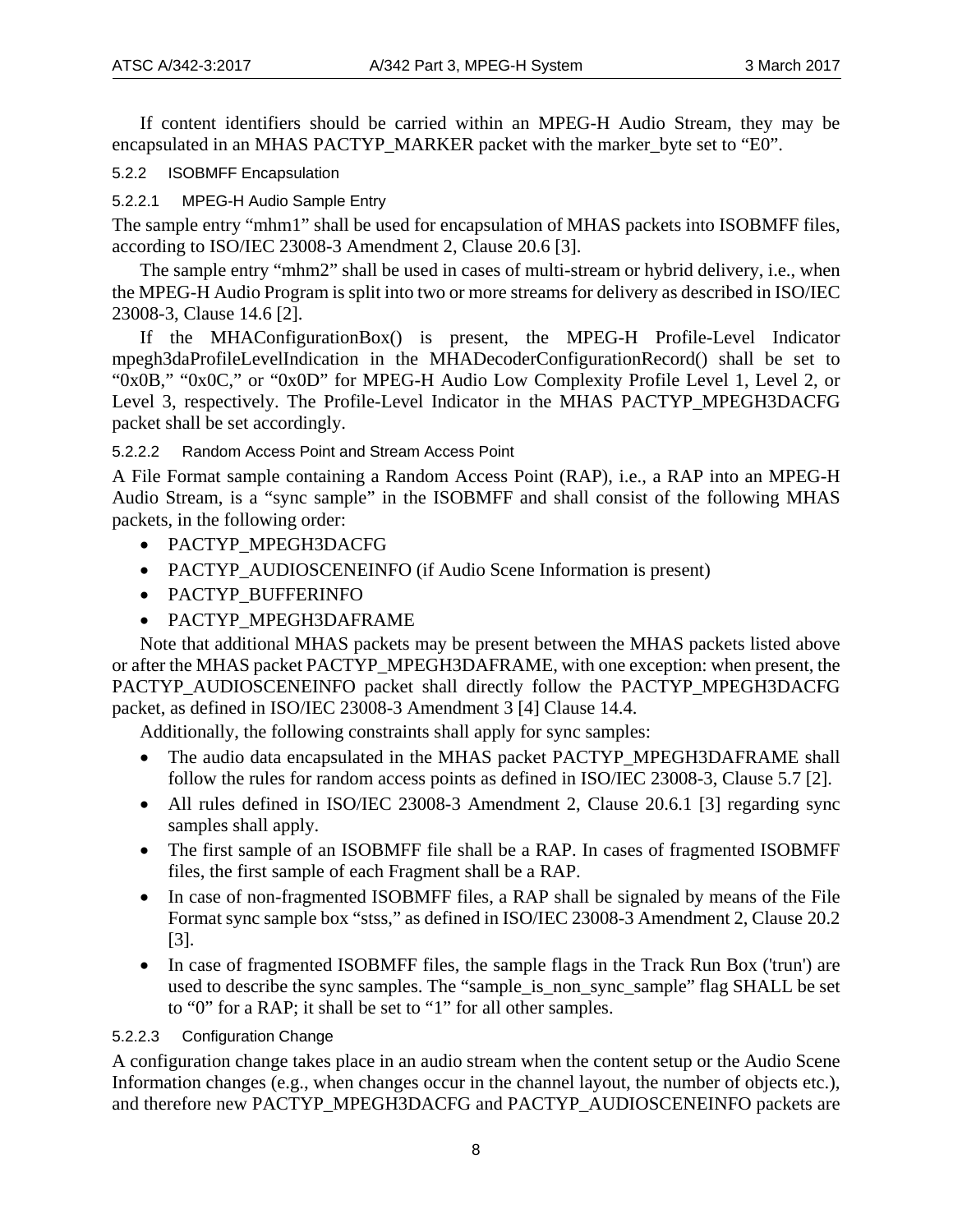If content identifiers should be carried within an MPEG-H Audio Stream, they may be encapsulated in an MHAS PACTYP_MARKER packet with the marker_byte set to "E0".

### 5.2.2 ISOBMFF Encapsulation

#### 5.2.2.1 MPEG-H Audio Sample Entry

The sample entry "mhm1" shall be used for encapsulation of MHAS packets into ISOBMFF files, according to ISO/IEC 23008-3 Amendment 2, Clause 20.6 [3].

The sample entry "mhm2" shall be used in cases of multi-stream or hybrid delivery, i.e., when the MPEG-H Audio Program is split into two or more streams for delivery as described in ISO/IEC 23008-3, Clause 14.6 [2].

If the MHAConfigurationBox() is present, the MPEG-H Profile-Level Indicator mpegh3daProfileLevelIndication in the MHADecoderConfigurationRecord() shall be set to "0x0B," "0x0C," or "0x0D" for MPEG-H Audio Low Complexity Profile Level 1, Level 2, or Level 3, respectively. The Profile-Level Indicator in the MHAS PACTYP_MPEGH3DACFG packet shall be set accordingly.

#### 5.2.2.2 Random Access Point and Stream Access Point

A File Format sample containing a Random Access Point (RAP), i.e., a RAP into an MPEG-H Audio Stream, is a "sync sample" in the ISOBMFF and shall consist of the following MHAS packets, in the following order:

- PACTYP_MPEGH3DACFG
- PACTYP_AUDIOSCENEINFO (if Audio Scene Information is present)
- PACTYP_BUFFERINFO
- PACTYP_MPEGH3DAFRAME

Note that additional MHAS packets may be present between the MHAS packets listed above or after the MHAS packet PACTYP_MPEGH3DAFRAME, with one exception: when present, the PACTYP_AUDIOSCENEINFO packet shall directly follow the PACTYP_MPEGH3DACFG packet, as defined in ISO/IEC 23008-3 Amendment 3 [4] Clause 14.4.

Additionally, the following constraints shall apply for sync samples:

- The audio data encapsulated in the MHAS packet PACTYP_MPEGH3DAFRAME shall follow the rules for random access points as defined in ISO/IEC 23008-3, Clause 5.7 [2].
- All rules defined in ISO/IEC 23008-3 Amendment 2, Clause 20.6.1 [3] regarding sync samples shall apply.
- The first sample of an ISOBMFF file shall be a RAP. In cases of fragmented ISOBMFF files, the first sample of each Fragment shall be a RAP.
- In case of non-fragmented ISOBMFF files, a RAP shall be signaled by means of the File Format sync sample box "stss," as defined in ISO/IEC 23008-3 Amendment 2, Clause 20.2 [3].
- In case of fragmented ISOBMFF files, the sample flags in the Track Run Box ('trun') are used to describe the sync samples. The "sample_is_non_sync_sample" flag SHALL be set to "0" for a RAP; it shall be set to "1" for all other samples.

#### 5.2.2.3 Configuration Change

A configuration change takes place in an audio stream when the content setup or the Audio Scene Information changes (e.g., when changes occur in the channel layout, the number of objects etc.), and therefore new PACTYP_MPEGH3DACFG and PACTYP_AUDIOSCENEINFO packets are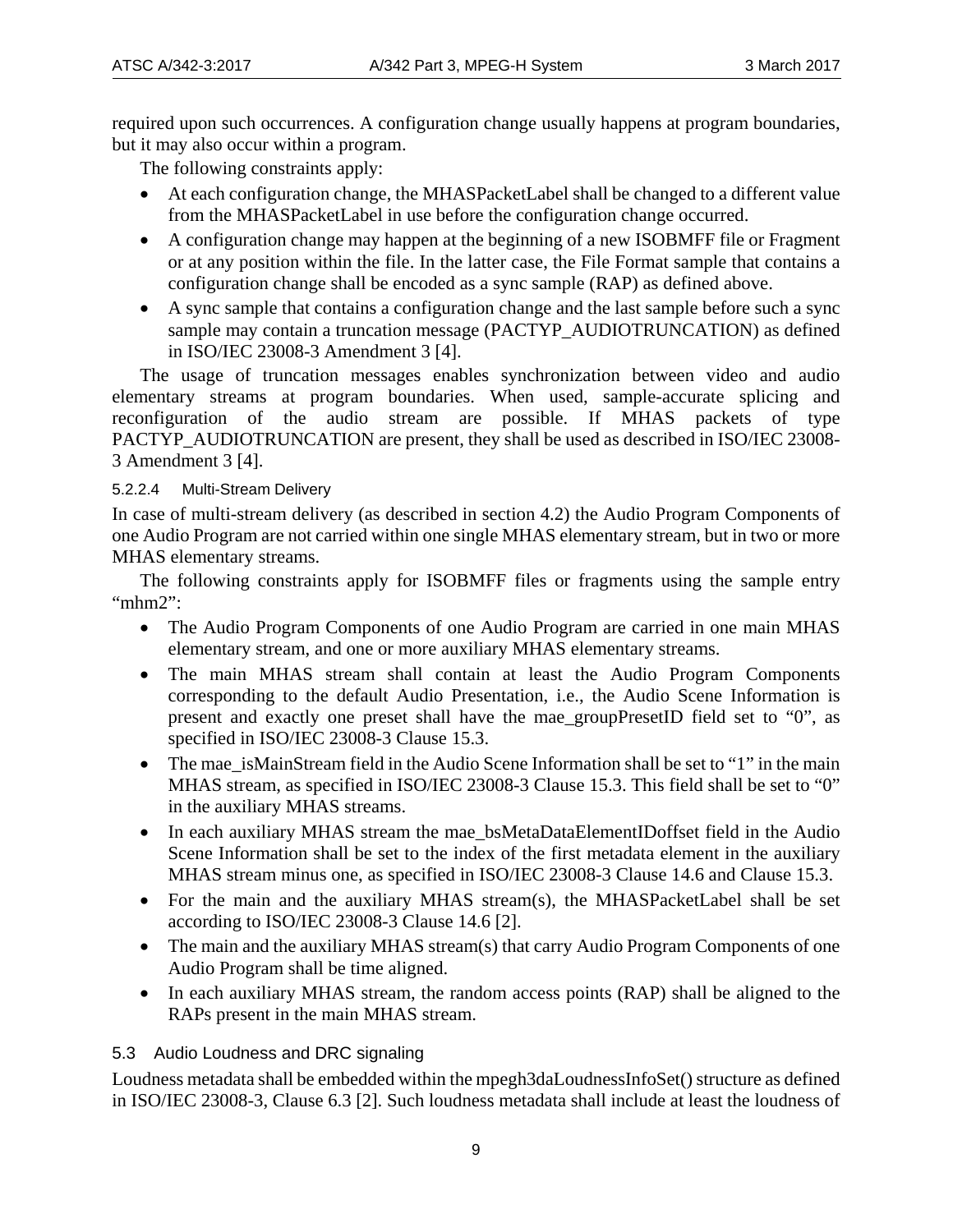required upon such occurrences. A configuration change usually happens at program boundaries, but it may also occur within a program.

The following constraints apply:

- At each configuration change, the MHASPacketLabel shall be changed to a different value from the MHASPacketLabel in use before the configuration change occurred.
- A configuration change may happen at the beginning of a new ISOBMFF file or Fragment or at any position within the file. In the latter case, the File Format sample that contains a configuration change shall be encoded as a sync sample (RAP) as defined above.
- A sync sample that contains a configuration change and the last sample before such a sync sample may contain a truncation message (PACTYP_AUDIOTRUNCATION) as defined in ISO/IEC 23008-3 Amendment 3 [4].

The usage of truncation messages enables synchronization between video and audio elementary streams at program boundaries. When used, sample-accurate splicing and reconfiguration of the audio stream are possible. If MHAS packets of type PACTYP_AUDIOTRUNCATION are present, they shall be used as described in ISO/IEC 23008-3 Amendment 3 [4].

#### 5.2.2.4 Multi-Stream Delivery

In case of multi-stream delivery (as described in section 4.2) the Audio Program Components of one Audio Program are not carried within one single MHAS elementary stream, but in two or more MHAS elementary streams.

The following constraints apply for ISOBMFF files or fragments using the sample entry "mhm2":

- The Audio Program Components of one Audio Program are carried in one main MHAS elementary stream, and one or more auxiliary MHAS elementary streams.
- The main MHAS stream shall contain at least the Audio Program Components corresponding to the default Audio Presentation, i.e., the Audio Scene Information is present and exactly one preset shall have the mae_groupPresetID field set to "0", as specified in ISO/IEC 23008-3 Clause 15.3.
- The mae_isMainStream field in the Audio Scene Information shall be set to "1" in the main MHAS stream, as specified in ISO/IEC 23008-3 Clause 15.3. This field shall be set to "0" in the auxiliary MHAS streams.
- In each auxiliary MHAS stream the mae_bsMetaDataElementIDoffset field in the Audio Scene Information shall be set to the index of the first metadata element in the auxiliary MHAS stream minus one, as specified in ISO/IEC 23008-3 Clause 14.6 and Clause 15.3.
- For the main and the auxiliary MHAS stream(s), the MHASPacketLabel shall be set according to ISO/IEC 23008-3 Clause 14.6 [2].
- The main and the auxiliary MHAS stream(s) that carry Audio Program Components of one Audio Program shall be time aligned.
- In each auxiliary MHAS stream, the random access points (RAP) shall be aligned to the RAPs present in the main MHAS stream.

## 5.3 Audio Loudness and DRC signaling

Loudness metadata shall be embedded within the mpegh3daLoudnessInfoSet() structure as defined in ISO/IEC 23008-3, Clause 6.3 [2]. Such loudness metadata shall include at least the loudness of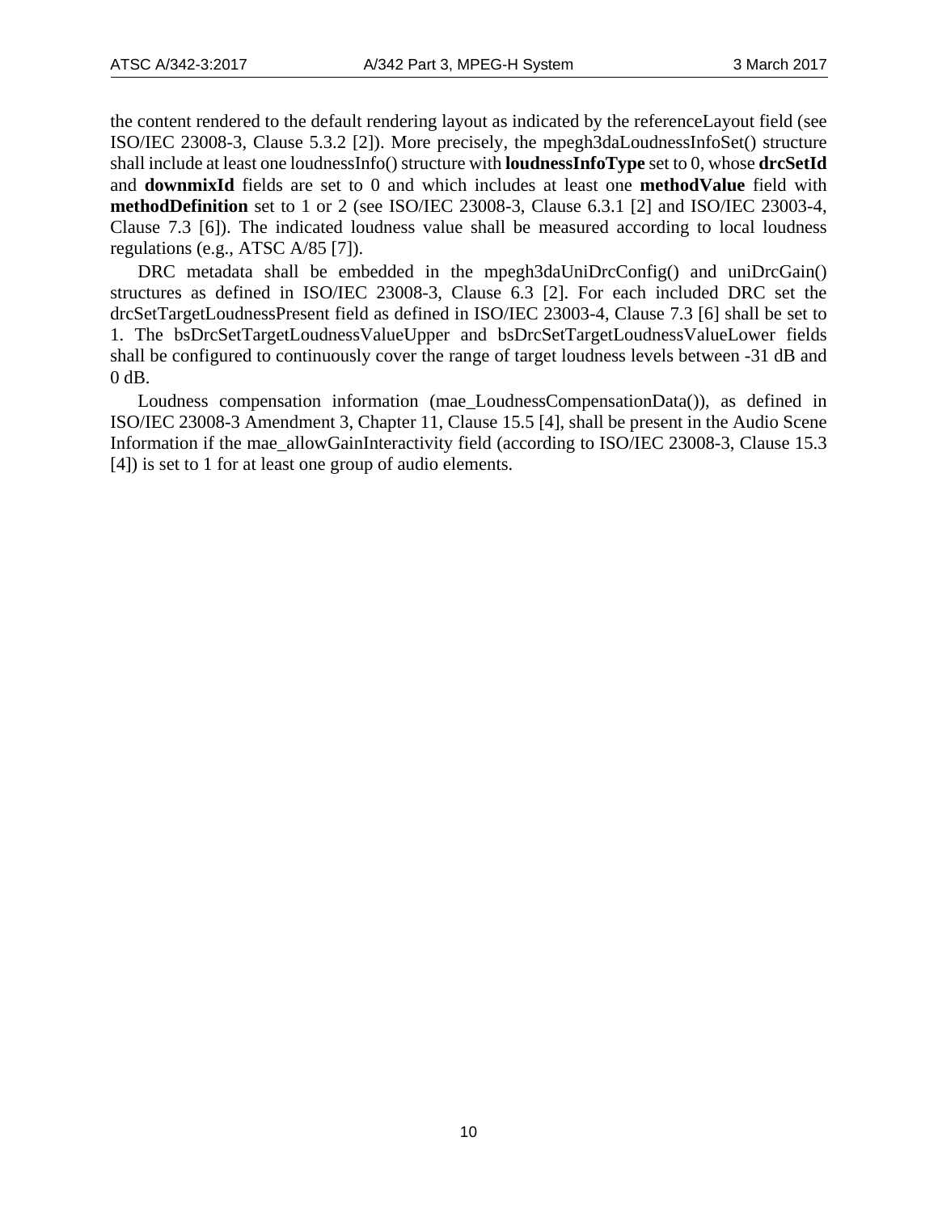the content rendered to the default rendering layout as indicated by the referenceLayout field (see ISO/IEC 23008-3, Clause 5.3.2 [2]). More precisely, the mpegh3daLoudnessInfoSet() structure shall include at least one loudnessInfo() structure with **loudnessInfoType** set to 0, whose **drcSetId** and **downmixId** fields are set to 0 and which includes at least one **methodValue** field with **methodDefinition** set to 1 or 2 (see ISO/IEC 23008-3, Clause 6.3.1 [2] and ISO/IEC 23003-4, Clause 7.3 [6]). The indicated loudness value shall be measured according to local loudness regulations (e.g., ATSC A/85 [7]).

DRC metadata shall be embedded in the mpegh3daUniDrcConfig() and uniDrcGain() structures as defined in ISO/IEC 23008-3, Clause 6.3 [2]. For each included DRC set the drcSetTargetLoudnessPresent field as defined in ISO/IEC 23003-4, Clause 7.3 [6] shall be set to 1. The bsDrcSetTargetLoudnessValueUpper and bsDrcSetTargetLoudnessValueLower fields shall be configured to continuously cover the range of target loudness levels between -31 dB and 0 dB.

Loudness compensation information (mae_LoudnessCompensationData()), as defined in ISO/IEC 23008-3 Amendment 3, Chapter 11, Clause 15.5 [4], shall be present in the Audio Scene Information if the mae_allowGainInteractivity field (according to ISO/IEC 23008-3, Clause 15.3 [4]) is set to 1 for at least one group of audio elements.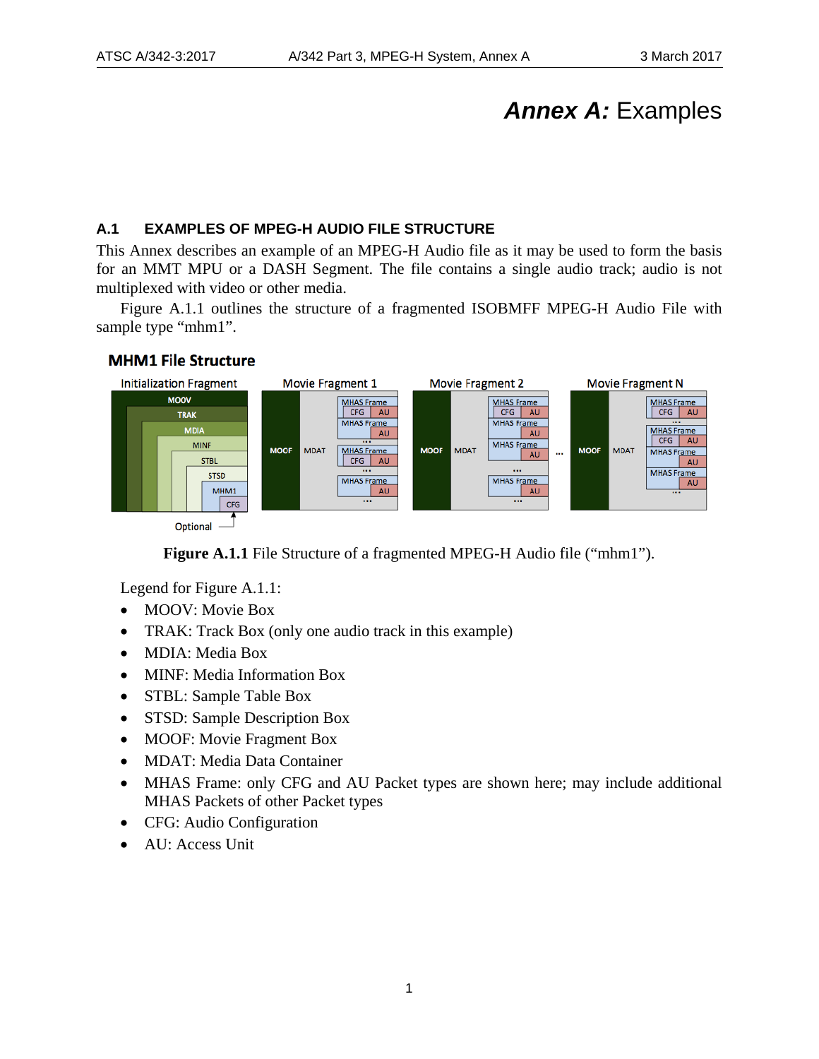# *Annex A:* Examples

## A.1 EXAMPLES OF MPEG-H AUDIO FILE STRUCTURE

This Annex describes an example of an MPEG-H Audio file as it may be used to form the basis for an MMT MPU or a DASH Segment. The file contains a single audio track; audio is not multiplexed with video or other media.

Figure A.1.1 outlines the structure of a fragmented ISOBMFF MPEG-H Audio File with sample type “mhm1”.

**Figure A.1.1** File Structure of a fragmented MPEG-H Audio file (“mhm1”).

Legend for Figure A.1.1:

- MOOV: Movie Box
- TRAK: Track Box (only one audio track in this example)
- MDIA: Media Box
- MINF: Media Information Box
- STBL: Sample Table Box
- STSD: Sample Description Box
- MOOF: Movie Fragment Box
- MDAT: Media Data Container
- MHAS Frame: only CFG and AU Packet types are shown here; may include additional MHAS Packets of other Packet types
- CFG: Audio Configuration
- AU: Access Unit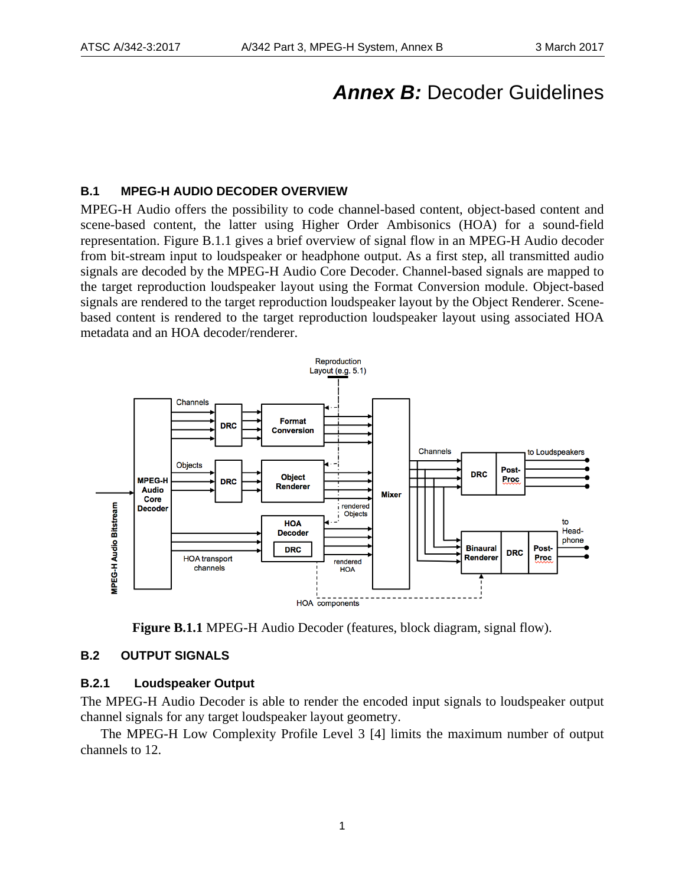# *Annex B:* Decoder Guidelines

## B.1 MPEG-H AUDIO DECODER OVERVIEW

MPEG-H Audio offers the possibility to code channel-based content, object-based content and scene-based content, the latter using Higher Order Ambisonics (HOA) for a sound-field representation. Figure B.1.1 gives a brief overview of signal flow in an MPEG-H Audio decoder from bit-stream input to loudspeaker or headphone output. As a first step, all transmitted audio signals are decoded by the MPEG-H Audio Core Decoder. Channel-based signals are mapped to the target reproduction loudspeaker layout using the Format Conversion module. Object-based signals are rendered to the target reproduction loudspeaker layout by the Object Renderer. Scene-based content is rendered to the target reproduction loudspeaker layout using associated HOA metadata and an HOA decoder/renderer.

**Figure B.1.1** MPEG-H Audio Decoder (features, block diagram, signal flow).

## B.2 OUTPUT SIGNALS

### B.2.1 Loudspeaker Output

The MPEG-H Audio Decoder is able to render the encoded input signals to loudspeaker output channel signals for any target loudspeaker layout geometry.

The MPEG-H Low Complexity Profile Level 3 [4] limits the maximum number of output channels to 12.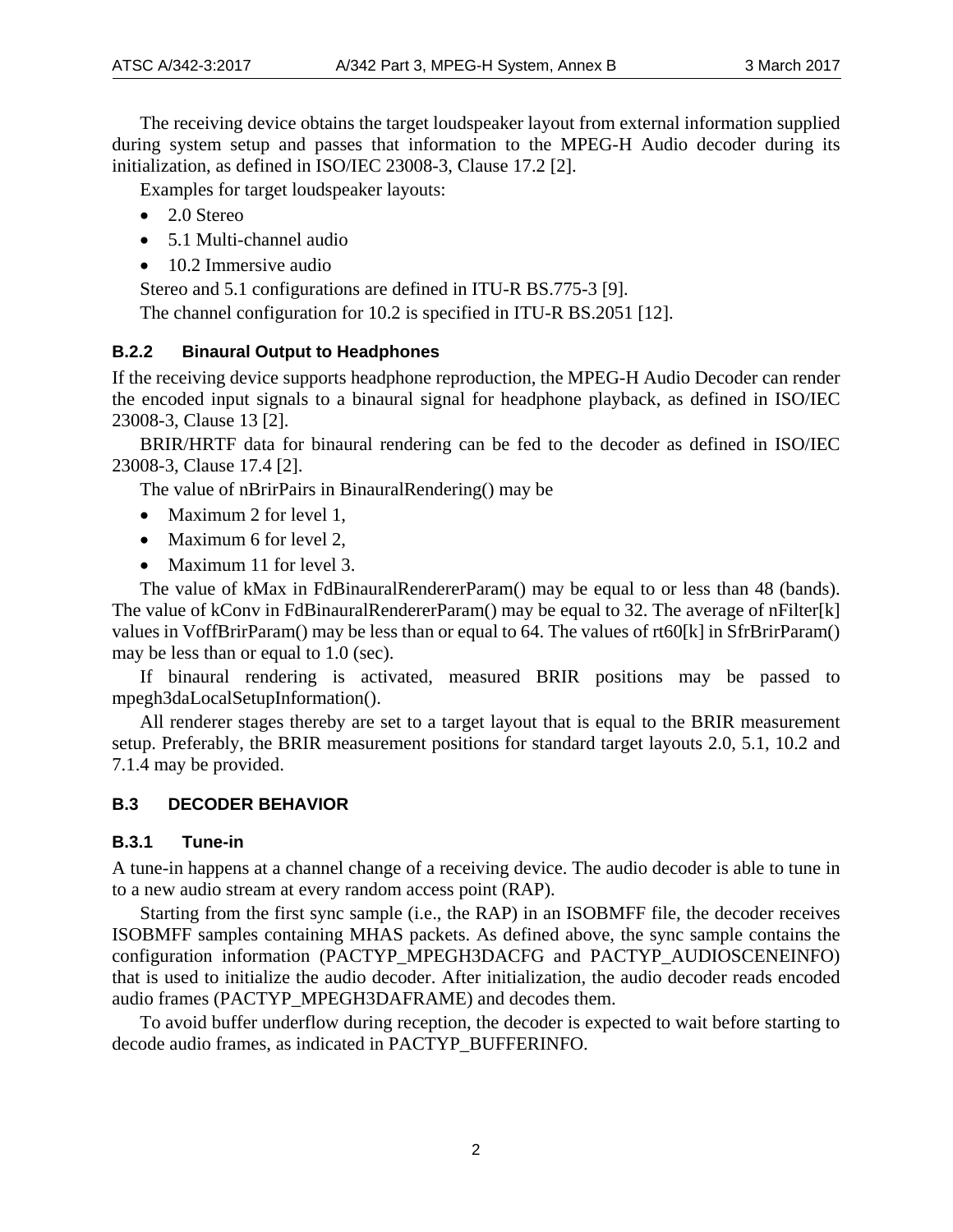The receiving device obtains the target loudspeaker layout from external information supplied during system setup and passes that information to the MPEG-H Audio decoder during its initialization, as defined in ISO/IEC 23008-3, Clause 17.2 [2].

Examples for target loudspeaker layouts:

- 2.0 Stereo
- 5.1 Multi-channel audio
- 10.2 Immersive audio

Stereo and 5.1 configurations are defined in ITU-R BS.775-3 [9].

The channel configuration for 10.2 is specified in ITU-R BS.2051 [12].

### B.2.2 Binaural Output to Headphones

If the receiving device supports headphone reproduction, the MPEG-H Audio Decoder can render the encoded input signals to a binaural signal for headphone playback, as defined in ISO/IEC 23008-3, Clause 13 [2].

BRIR/HRTF data for binaural rendering can be fed to the decoder as defined in ISO/IEC 23008-3, Clause 17.4 [2].

The value of nBrirPairs in BinauralRendering() may be

- Maximum 2 for level 1,
- Maximum 6 for level 2,
- Maximum 11 for level 3.

The value of kMax in FdBinauralRendererParam() may be equal to or less than 48 (bands). The value of kConv in FdBinauralRendererParam() may be equal to 32. The average of nFilter[k] values in VoffBrirParam() may be less than or equal to 64. The values of rt60[k] in SfrBrirParam() may be less than or equal to 1.0 (sec).

If binaural rendering is activated, measured BRIR positions may be passed to mpegh3daLocalSetupInformation().

All renderer stages thereby are set to a target layout that is equal to the BRIR measurement setup. Preferably, the BRIR measurement positions for standard target layouts 2.0, 5.1, 10.2 and 7.1.4 may be provided.

## B.3 DECODER BEHAVIOR

### B.3.1 Tune-in

A tune-in happens at a channel change of a receiving device. The audio decoder is able to tune in to a new audio stream at every random access point (RAP).

Starting from the first sync sample (i.e., the RAP) in an ISOBMFF file, the decoder receives ISOBMFF samples containing MHAS packets. As defined above, the sync sample contains the configuration information (PACTYP_MPEGH3DACFG and PACTYP_AUDIOSCENEINFO) that is used to initialize the audio decoder. After initialization, the audio decoder reads encoded audio frames (PACTYP_MPEGH3DAFRAME) and decodes them.

To avoid buffer underflow during reception, the decoder is expected to wait before starting to decode audio frames, as indicated in PACTYP_BUFFERINFO.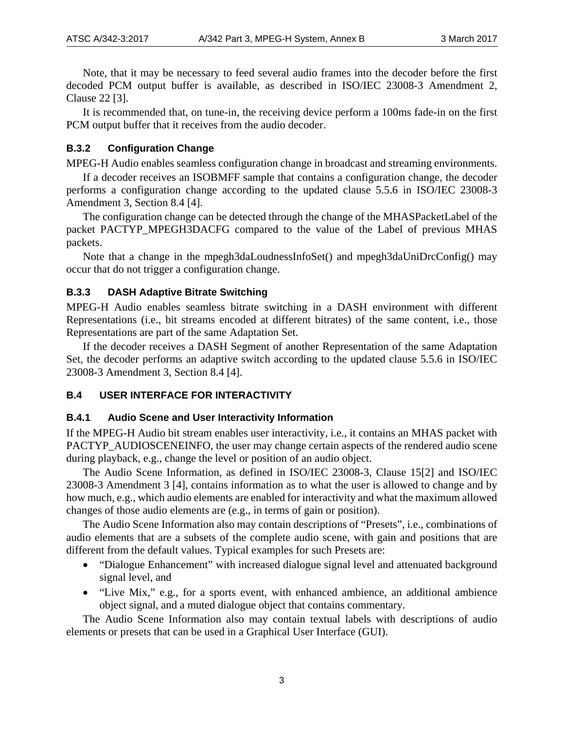Note, that it may be necessary to feed several audio frames into the decoder before the first decoded PCM output buffer is available, as described in ISO/IEC 23008-3 Amendment 2, Clause 22 [3].

It is recommended that, on tune-in, the receiving device perform a 100ms fade-in on the first PCM output buffer that it receives from the audio decoder.

### B.3.2 Configuration Change

MPEG-H Audio enables seamless configuration change in broadcast and streaming environments.

If a decoder receives an ISOBMFF sample that contains a configuration change, the decoder performs a configuration change according to the updated clause 5.5.6 in ISO/IEC 23008-3 Amendment 3, Section 8.4 [4].

The configuration change can be detected through the change of the MHASPacketLabel of the packet PACTYP_MPEGH3DACFG compared to the value of the Label of previous MHAS packets.

Note that a change in the mpegh3daLoudnessInfoSet() and mpegh3daUniDrcConfig() may occur that do not trigger a configuration change.

### B.3.3 DASH Adaptive Bitrate Switching

MPEG-H Audio enables seamless bitrate switching in a DASH environment with different Representations (i.e., bit streams encoded at different bitrates) of the same content, i.e., those Representations are part of the same Adaptation Set.

If the decoder receives a DASH Segment of another Representation of the same Adaptation Set, the decoder performs an adaptive switch according to the updated clause 5.5.6 in ISO/IEC 23008-3 Amendment 3, Section 8.4 [4].

## B.4 USER INTERFACE FOR INTERACTIVITY

### B.4.1 Audio Scene and User Interactivity Information

If the MPEG-H Audio bit stream enables user interactivity, i.e., it contains an MHAS packet with PACTYP_AUDIOSCENEINFO, the user may change certain aspects of the rendered audio scene during playback, e.g., change the level or position of an audio object.

The Audio Scene Information, as defined in ISO/IEC 23008-3, Clause 15[2] and ISO/IEC 23008-3 Amendment 3 [4], contains information as to what the user is allowed to change and by how much, e.g., which audio elements are enabled for interactivity and what the maximum allowed changes of those audio elements are (e.g., in terms of gain or position).

The Audio Scene Information also may contain descriptions of "Presets", i.e., combinations of audio elements that are a subsets of the complete audio scene, with gain and positions that are different from the default values. Typical examples for such Presets are:

- "Dialogue Enhancement" with increased dialogue signal level and attenuated background signal level, and
- "Live Mix," e.g., for a sports event, with enhanced ambience, an additional ambience object signal, and a muted dialogue object that contains commentary.

The Audio Scene Information also may contain textual labels with descriptions of audio elements or presets that can be used in a Graphical User Interface (GUI).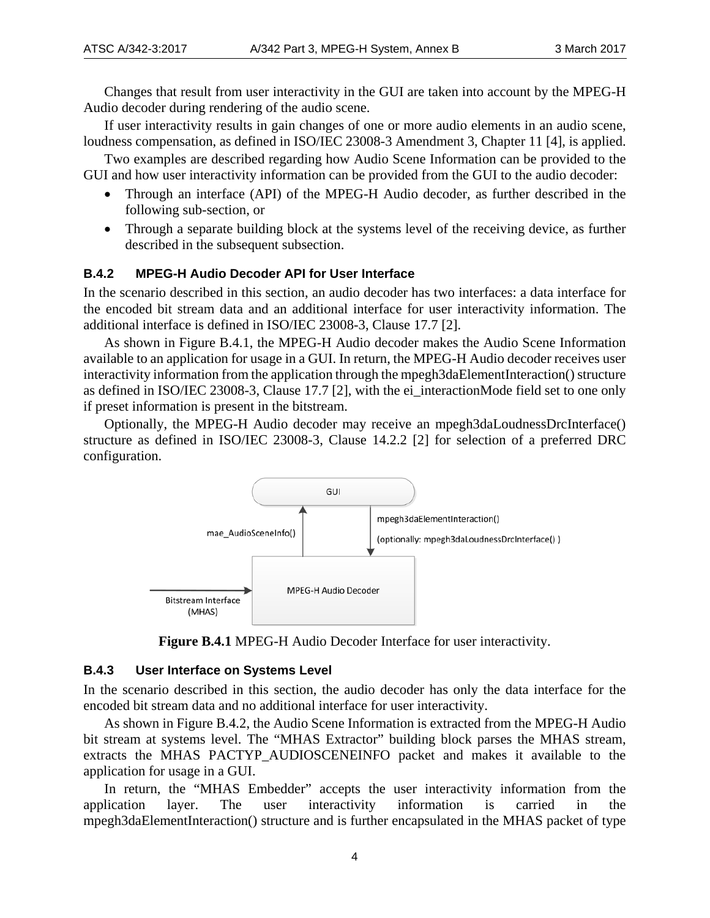Changes that result from user interactivity in the GUI are taken into account by the MPEG-H Audio decoder during rendering of the audio scene.

If user interactivity results in gain changes of one or more audio elements in an audio scene, loudness compensation, as defined in ISO/IEC 23008-3 Amendment 3, Chapter 11 [4], is applied.

Two examples are described regarding how Audio Scene Information can be provided to the GUI and how user interactivity information can be provided from the GUI to the audio decoder:

- Through an interface (API) of the MPEG-H Audio decoder, as further described in the following sub-section, or
- Through a separate building block at the systems level of the receiving device, as further described in the subsequent subsection.

### B.4.2 MPEG-H Audio Decoder API for User Interface

In the scenario described in this section, an audio decoder has two interfaces: a data interface for the encoded bit stream data and an additional interface for user interactivity information. The additional interface is defined in ISO/IEC 23008-3, Clause 17.7 [2].

As shown in Figure B.4.1, the MPEG-H Audio decoder makes the Audio Scene Information available to an application for usage in a GUI. In return, the MPEG-H Audio decoder receives user interactivity information from the application through the mpegh3daElementInteraction() structure as defined in ISO/IEC 23008-3, Clause 17.7 [2], with the ei_interactionMode field set to one only if preset information is present in the bitstream.

Optionally, the MPEG-H Audio decoder may receive an mpegh3daLoudnessDrcInterface() structure as defined in ISO/IEC 23008-3, Clause 14.2.2 [2] for selection of a preferred DRC configuration.

GUI

mae_AudioSceneInfo()

mpegh3daElementInteraction()

(optionally: mpegh3daLoudnessDrcInterface() )

MPEG-H Audio Decoder

Bitstream Interface (MHAS)

**Figure B.4.1** MPEG-H Audio Decoder Interface for user interactivity.

### B.4.3 User Interface on Systems Level

In the scenario described in this section, the audio decoder has only the data interface for the encoded bit stream data and no additional interface for user interactivity.

As shown in Figure B.4.2, the Audio Scene Information is extracted from the MPEG-H Audio bit stream at systems level. The "MHAS Extractor" building block parses the MHAS stream, extracts the MHAS PACTYP_AUDIOSCENEINFO packet and makes it available to the application for usage in a GUI.

In return, the "MHAS Embedder" accepts the user interactivity information from the application layer. The user interactivity information is carried in the mpegh3daElementInteraction() structure and is further encapsulated in the MHAS packet of type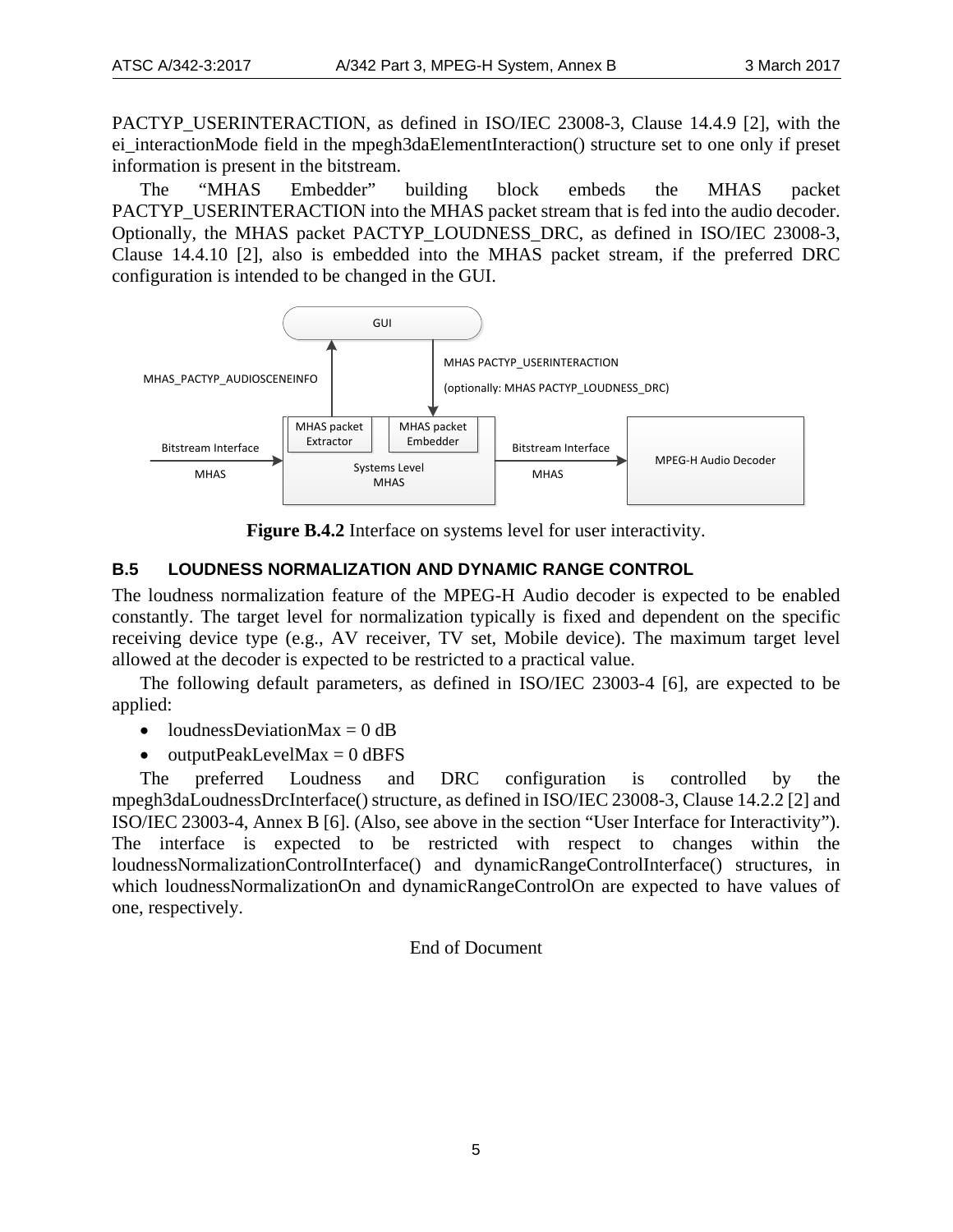PACTYP_USERINTERACTION, as defined in ISO/IEC 23008-3, Clause 14.4.9 [2], with the ei_interactionMode field in the mpegh3daElementInteraction() structure set to one only if preset information is present in the bitstream.

The "MHAS Embedder" building block embeds the MHAS packet PACTYP_USERINTERACTION into the MHAS packet stream that is fed into the audio decoder. Optionally, the MHAS packet PACTYP_LOUDNESS_DRC, as defined in ISO/IEC 23008-3, Clause 14.4.10 [2], also is embedded into the MHAS packet stream, if the preferred DRC configuration is intended to be changed in the GUI.

GUI

MHAS_PACTYP_AUDIOSCENEINFO

MHAS PACTYP_USERINTERACTION

(optionally: MHAS PACTYP_LOUDNESS_DRC)

MHAS packet Extractor

MHAS packet Embedder

Bitstream Interface

MHAS

Systems Level MHAS

Bitstream Interface

MHAS

MPEG-H Audio Decoder

**Figure B.4.2** Interface on systems level for user interactivity.

### B.5 LOUDNESS NORMALIZATION AND DYNAMIC RANGE CONTROL

The loudness normalization feature of the MPEG-H Audio decoder is expected to be enabled constantly. The target level for normalization typically is fixed and dependent on the specific receiving device type (e.g., AV receiver, TV set, Mobile device). The maximum target level allowed at the decoder is expected to be restricted to a practical value.

The following default parameters, as defined in ISO/IEC 23003-4 [6], are expected to be applied:

- loudnessDeviationMax = 0 dB
- outputPeakLevelMax = 0 dBFS

The preferred Loudness and DRC configuration is controlled by the mpegh3daLoudnessDrcInterface() structure, as defined in ISO/IEC 23008-3, Clause 14.2.2 [2] and ISO/IEC 23003-4, Annex B [6]. (Also, see above in the section "User Interface for Interactivity"). The interface is expected to be restricted with respect to changes within the loudnessNormalizationControlInterface() and dynamicRangeControlInterface() structures, in which loudnessNormalizationOn and dynamicRangeControlOn are expected to have values of one, respectively.

End of Document